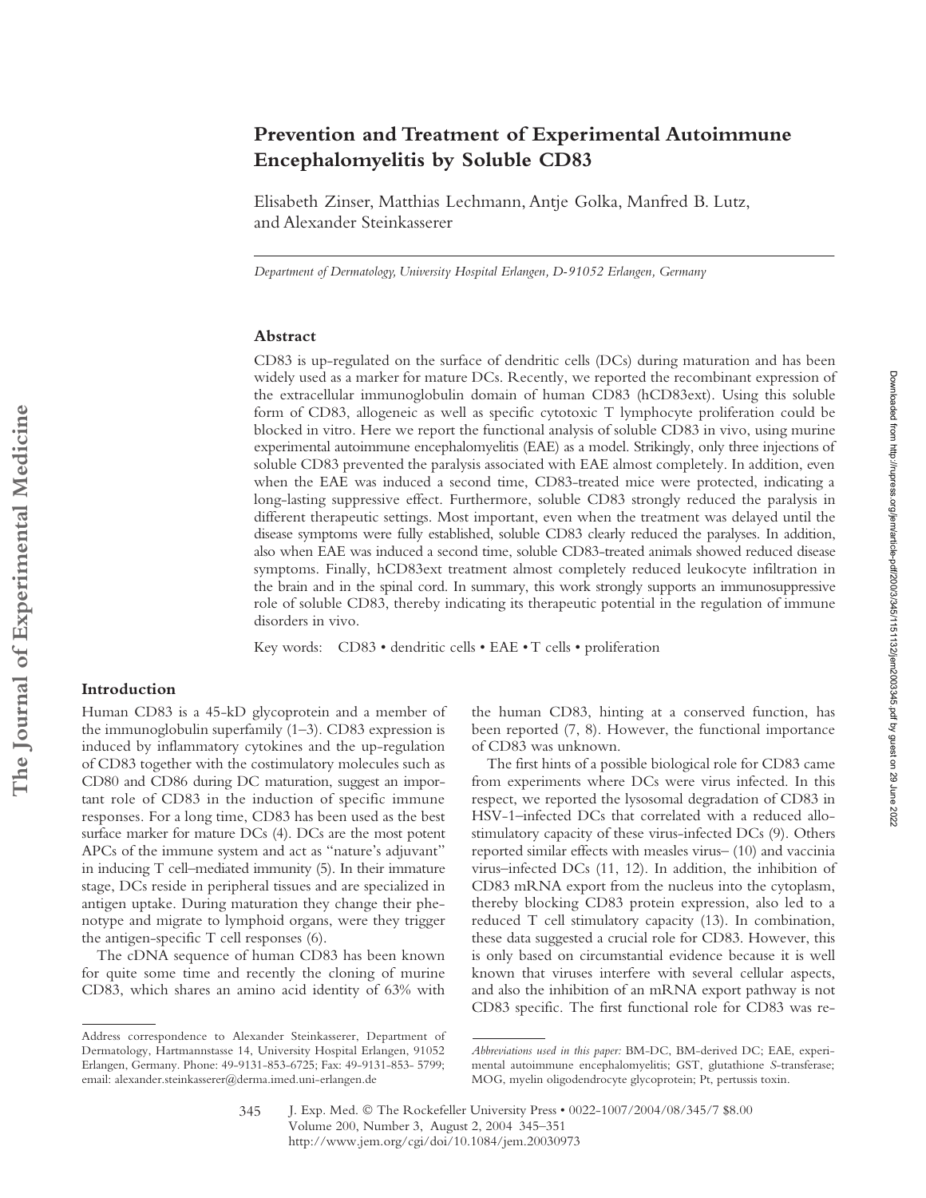# Prevention and Treatment of Experimental Autoimmune Encephalomyelitis by Soluble CD83

Elisabeth Zinser, Matthias Lechmann, Antje Golka, Manfred B. Lutz, and Alexander Steinkasserer

*Department of Dermatology, University Hospital Erlangen, D-91052 Erlangen, Germany*

## Abstract

CD83 is up-regulated on the surface of dendritic cells (DCs) during maturation and has been widely used as a marker for mature DCs. Recently, we reported the recombinant expression of the extracellular immunoglobulin domain of human CD83 (hCD83ext). Using this soluble form of CD83, allogeneic as well as specific cytotoxic T lymphocyte proliferation could be blocked in vitro. Here we report the functional analysis of soluble CD83 in vivo, using murine experimental autoimmune encephalomyelitis (EAE) as a model. Strikingly, only three injections of soluble CD83 prevented the paralysis associated with EAE almost completely. In addition, even when the EAE was induced a second time, CD83-treated mice were protected, indicating a long-lasting suppressive effect. Furthermore, soluble CD83 strongly reduced the paralysis in different therapeutic settings. Most important, even when the treatment was delayed until the disease symptoms were fully established, soluble CD83 clearly reduced the paralyses. In addition, also when EAE was induced a second time, soluble CD83-treated animals showed reduced disease symptoms. Finally, hCD83ext treatment almost completely reduced leukocyte infiltration in the brain and in the spinal cord. In summary, this work strongly supports an immunosuppressive role of soluble CD83, thereby indicating its therapeutic potential in the regulation of immune disorders in vivo.

Key words: CD83 • dendritic cells • EAE • T cells • proliferation

## Introduction

Human CD83 is a 45-kD glycoprotein and a member of the immunoglobulin superfamily (1–3). CD83 expression is induced by inflammatory cytokines and the up-regulation of CD83 together with the costimulatory molecules such as CD80 and CD86 during DC maturation, suggest an important role of CD83 in the induction of specific immune responses. For a long time, CD83 has been used as the best surface marker for mature DCs (4). DCs are the most potent APCs of the immune system and act as "nature's adjuvant" in inducing T cell–mediated immunity (5). In their immature stage, DCs reside in peripheral tissues and are specialized in antigen uptake. During maturation they change their phenotype and migrate to lymphoid organs, were they trigger the antigen-specific T cell responses (6).

The cDNA sequence of human CD83 has been known for quite some time and recently the cloning of murine CD83, which shares an amino acid identity of 63% with the human CD83, hinting at a conserved function, has been reported (7, 8). However, the functional importance of CD83 was unknown.

The first hints of a possible biological role for CD83 came from experiments where DCs were virus infected. In this respect, we reported the lysosomal degradation of CD83 in HSV-1–infected DCs that correlated with a reduced allostimulatory capacity of these virus-infected DCs (9). Others reported similar effects with measles virus– (10) and vaccinia virus–infected DCs (11, 12). In addition, the inhibition of CD83 mRNA export from the nucleus into the cytoplasm, thereby blocking CD83 protein expression, also led to a reduced T cell stimulatory capacity (13). In combination, these data suggested a crucial role for CD83. However, this is only based on circumstantial evidence because it is well known that viruses interfere with several cellular aspects, and also the inhibition of an mRNA export pathway is not CD83 specific. The first functional role for CD83 was re-

Address correspondence to Alexander Steinkasserer, Department of Dermatology, Hartmannstasse 14, University Hospital Erlangen, 91052 Erlangen, Germany. Phone: 49-9131-853-6725; Fax: 49-9131-853- 5799; email: alexander.steinkasserer@derma.imed.uni-erlangen.de

*Abbreviations used in this paper:* BM-DC, BM-derived DC; EAE, experimental autoimmune encephalomyelitis; GST, glutathione *S*-transferase; MOG, myelin oligodendrocyte glycoprotein; Pt, pertussis toxin.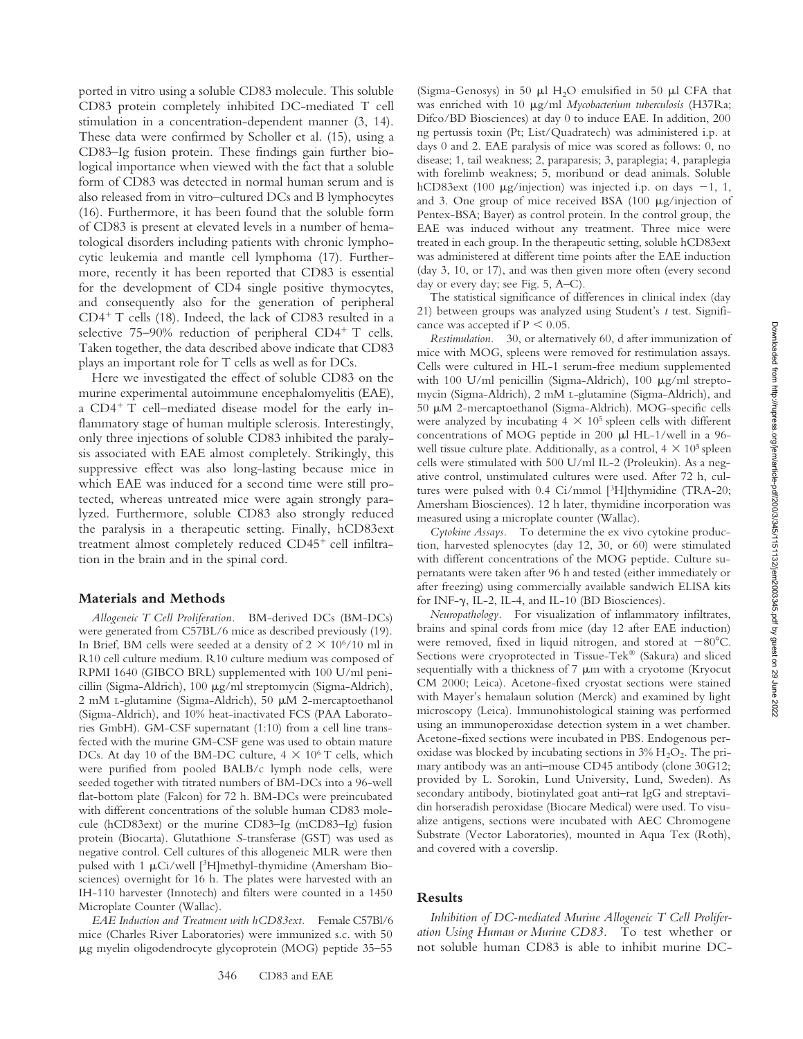ported in vitro using a soluble CD83 molecule. This soluble CD83 protein completely inhibited DC-mediated T cell stimulation in a concentration-dependent manner (3, 14). These data were confirmed by Scholler et al. (15), using a CD83–Ig fusion protein. These findings gain further biological importance when viewed with the fact that a soluble form of CD83 was detected in normal human serum and is also released from in vitro–cultured DCs and B lymphocytes (16). Furthermore, it has been found that the soluble form of CD83 is present at elevated levels in a number of hematological disorders including patients with chronic lymphocytic leukemia and mantle cell lymphoma (17). Furthermore, recently it has been reported that CD83 is essential for the development of CD4 single positive thymocytes, and consequently also for the generation of peripheral $CD4^+$ T cells (18). Indeed, the lack of CD83 resulted in a selective 75–90% reduction of peripheral $CD4^+$ T cells. Taken together, the data described above indicate that CD83 plays an important role for T cells as well as for DCs.

Here we investigated the effect of soluble CD83 on the murine experimental autoimmune encephalomyelitis (EAE), a $CD4^+$ T cell–mediated disease model for the early inflammatory stage of human multiple sclerosis. Interestingly, only three injections of soluble CD83 inhibited the paralysis associated with EAE almost completely. Strikingly, this suppressive effect was also long-lasting because mice in which EAE was induced for a second time were still protected, whereas untreated mice were again strongly paralyzed. Furthermore, soluble CD83 also strongly reduced the paralysis in a therapeutic setting. Finally, hCD83ext treatment almost completely reduced $CD45^+$ cell infiltration in the brain and in the spinal cord.

## Materials and Methods

*Allogeneic T Cell Proliferation.* BM-derived DCs (BM-DCs) were generated from C57BL/6 mice as described previously (19). In Brief, BM cells were seeded at a density of $2 \times 10^6$/10 ml in R10 cell culture medium. R10 culture medium was composed of RPMI 1640 (GIBCO BRL) supplemented with 100 U/ml penicillin (Sigma-Aldrich), 100 μg/ml streptomycin (Sigma-Aldrich), 2 mM L-glutamine (Sigma-Aldrich), 50 μM 2-mercaptoethanol (Sigma-Aldrich), and 10% heat-inactivated FCS (PAA Laboratories GmbH). GM-CSF supernatant (1:10) from a cell line transfected with the murine GM-CSF gene was used to obtain mature DCs. At day 10 of the BM-DC culture, $4 \times 10^6$ T cells, which were purified from pooled BALB/c lymph node cells, were seeded together with titrated numbers of BM-DCs into a 96-well flat-bottom plate (Falcon) for 72 h. BM-DCs were preincubated with different concentrations of the soluble human CD83 molecule (hCD83ext) or the murine CD83–Ig (mCD83–Ig) fusion protein (Biocarta). Glutathione *S*-transferase (GST) was used as negative control. Cell cultures of this allogeneic MLR were then pulsed with 1 μCi/well [$^3$H]methyl-thymidine (Amersham Biosciences) overnight for 16 h. The plates were harvested with an IH-110 harvester (Innotech) and filters were counted in a 1450 Microplate Counter (Wallac).

*EAE Induction and Treatment with hCD83ext.* Female C57Bl/6 mice (Charles River Laboratories) were immunized s.c. with 50 μg myelin oligodendrocyte glycoprotein (MOG) peptide 35–55 (Sigma-Genosys) in 50 μl $H_2O$ emulsified in 50 μl CFA that was enriched with 10 μg/ml *Mycobacterium tuberculosis* (H37Ra; Difco/BD Biosciences) at day 0 to induce EAE. In addition, 200 ng pertussis toxin (Pt; List/Quadratech) was administered i.p. at days 0 and 2. EAE paralysis of mice was scored as follows: 0, no disease; 1, tail weakness; 2, paraparesis; 3, paraplegia; 4, paraplegia with forelimb weakness; 5, moribund or dead animals. Soluble hCD83ext (100 μg/injection) was injected i.p. on days −1, 1, and 3. One group of mice received BSA (100 μg/injection of Pentex-BSA; Bayer) as control protein. In the control group, the EAE was induced without any treatment. Three mice were treated in each group. In the therapeutic setting, soluble hCD83ext was administered at different time points after the EAE induction (day 3, 10, or 17), and was then given more often (every second day or every day; see Fig. 5, A–C).

The statistical significance of differences in clinical index (day 21) between groups was analyzed using Student's *t* test. Significance was accepted if $P < 0.05$.

*Restimulation.* 30, or alternatively 60, d after immunization of mice with MOG, spleens were removed for restimulation assays. Cells were cultured in HL-1 serum-free medium supplemented with 100 U/ml penicillin (Sigma-Aldrich), 100 μg/ml streptomycin (Sigma-Aldrich), 2 mM L-glutamine (Sigma-Aldrich), and 50 μM 2-mercaptoethanol (Sigma-Aldrich). MOG-specific cells were analyzed by incubating $4 \times 10^5$ spleen cells with different concentrations of MOG peptide in 200 μl HL-1/well in a 96-well tissue culture plate. Additionally, as a control, $4 \times 10^5$ spleen cells were stimulated with 500 U/ml IL-2 (Proleukin). As a negative control, unstimulated cultures were used. After 72 h, cultures were pulsed with 0.4 Ci/mmol [$^3$H]thymidine (TRA-20; Amersham Biosciences). 12 h later, thymidine incorporation was measured using a microplate counter (Wallac).

*Cytokine Assays.* To determine the ex vivo cytokine production, harvested splenocytes (day 12, 30, or 60) were stimulated with different concentrations of the MOG peptide. Culture supernatants were taken after 96 h and tested (either immediately or after freezing) using commercially available sandwich ELISA kits for INF-γ, IL-2, IL-4, and IL-10 (BD Biosciences).

*Neuropathology.* For visualization of inflammatory infiltrates, brains and spinal cords from mice (day 12 after EAE induction) were removed, fixed in liquid nitrogen, and stored at −80°C. Sections were cryoprotected in Tissue-Tek® (Sakura) and sliced sequentially with a thickness of 7 μm with a cryotome (Kryocut CM 2000; Leica). Acetone-fixed cryostat sections were stained with Mayer's hemalaun solution (Merck) and examined by light microscopy (Leica). Immunohistological staining was performed using an immunoperoxidase detection system in a wet chamber. Acetone-fixed sections were incubated in PBS. Endogenous peroxidase was blocked by incubating sections in 3% $H_2O_2$. The primary antibody was an anti–mouse CD45 antibody (clone 30G12; provided by L. Sorokin, Lund University, Lund, Sweden). As secondary antibody, biotinylated goat anti–rat IgG and streptavidin horseradish peroxidase (Biocare Medical) were used. To visualize antigens, sections were incubated with AEC Chromogene Substrate (Vector Laboratories), mounted in Aqua Tex (Roth), and covered with a coverslip.

## Results

*Inhibition of DC-mediated Murine Allogeneic T Cell Proliferation Using Human or Murine CD83.* To test whether or not soluble human CD83 is able to inhibit murine DC-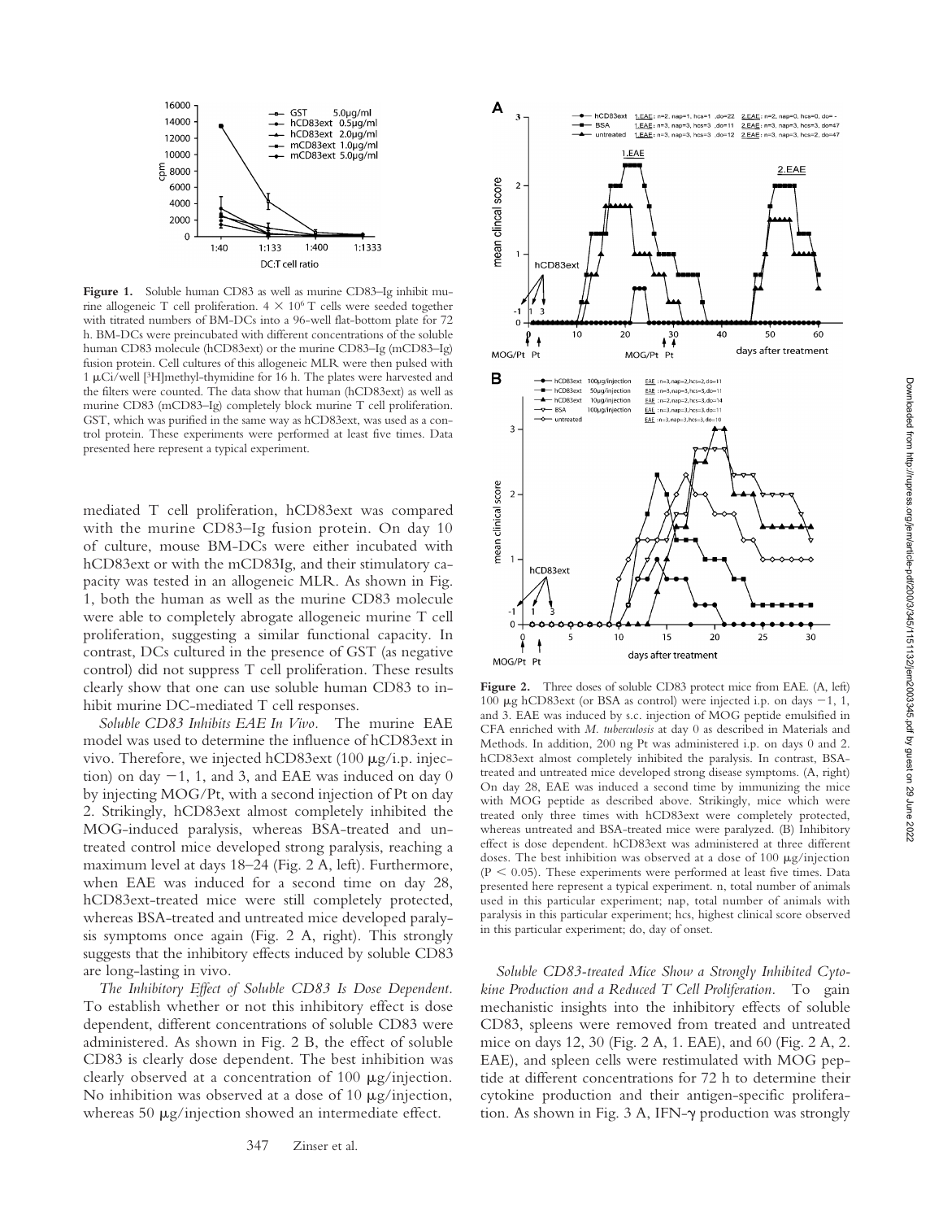Figure 1. Soluble human CD83 as well as murine CD83–Ig inhibit murine allogeneic T cell proliferation. $4 \times 10^6$ T cells were seeded together with titrated numbers of BM-DCs into a 96-well flat-bottom plate for 72 h. BM-DCs were preincubated with different concentrations of the soluble human CD83 molecule (hCD83ext) or the murine CD83–Ig (mCD83–Ig) fusion protein. Cell cultures of this allogeneic MLR were then pulsed with 1 μCi/well [$^3$H]methyl-thymidine for 16 h. The plates were harvested and the filters were counted. The data show that human (hCD83ext) as well as murine CD83 (mCD83–Ig) completely block murine T cell proliferation. GST, which was purified in the same way as hCD83ext, was used as a control protein. These experiments were performed at least five times. Data presented here represent a typical experiment.

mediated T cell proliferation, hCD83ext was compared with the murine CD83–Ig fusion protein. On day 10 of culture, mouse BM-DCs were either incubated with hCD83ext or with the mCD83Ig, and their stimulatory capacity was tested in an allogeneic MLR. As shown in Fig. 1, both the human as well as the murine CD83 molecule were able to completely abrogate allogeneic murine T cell proliferation, suggesting a similar functional capacity. In contrast, DCs cultured in the presence of GST (as negative control) did not suppress T cell proliferation. These results clearly show that one can use soluble human CD83 to inhibit murine DC-mediated T cell responses.

*Soluble CD83 Inhibits EAE In Vivo.* The murine EAE model was used to determine the influence of hCD83ext in vivo. Therefore, we injected hCD83ext (100 μg/i.p. injection) on day −1, 1, and 3, and EAE was induced on day 0 by injecting MOG/Pt, with a second injection of Pt on day 2. Strikingly, hCD83ext almost completely inhibited the MOG-induced paralysis, whereas BSA-treated and untreated control mice developed strong paralysis, reaching a maximum level at days 18–24 (Fig. 2 A, left). Furthermore, when EAE was induced for a second time on day 28, hCD83ext-treated mice were still completely protected, whereas BSA-treated and untreated mice developed paralysis symptoms once again (Fig. 2 A, right). This strongly suggests that the inhibitory effects induced by soluble CD83 are long-lasting in vivo.

*The Inhibitory Effect of Soluble CD83 Is Dose Dependent.* To establish whether or not this inhibitory effect is dose dependent, different concentrations of soluble CD83 were administered. As shown in Fig. 2 B, the effect of soluble CD83 is clearly dose dependent. The best inhibition was clearly observed at a concentration of 100 μg/injection. No inhibition was observed at a dose of 10 μg/injection, whereas 50 μg/injection showed an intermediate effect.

Figure 2. Three doses of soluble CD83 protect mice from EAE. (A, left) 100 μg hCD83ext (or BSA as control) were injected i.p. on days −1, 1, and 3. EAE was induced by s.c. injection of MOG peptide emulsified in CFA enriched with *M. tuberculosis* at day 0 as described in Materials and Methods. In addition, 200 ng Pt was administered i.p. on days 0 and 2. hCD83ext almost completely inhibited the paralysis. In contrast, BSA-treated and untreated mice developed strong disease symptoms. (A, right) On day 28, EAE was induced a second time by immunizing the mice with MOG peptide as described above. Strikingly, mice which were treated only three times with hCD83ext were completely protected, whereas untreated and BSA-treated mice were paralyzed. (B) Inhibitory effect is dose dependent. hCD83ext was administered at three different doses. The best inhibition was observed at a dose of 100 μg/injection ($P < 0.05$). These experiments were performed at least five times. Data presented here represent a typical experiment. n, total number of animals used in this particular experiment; nap, total number of animals with paralysis in this particular experiment; hcs, highest clinical score observed in this particular experiment; do, day of onset.

*Soluble CD83-treated Mice Show a Strongly Inhibited Cytokine Production and a Reduced T Cell Proliferation.* To gain mechanistic insights into the inhibitory effects of soluble CD83, spleens were removed from treated and untreated mice on days 12, 30 (Fig. 2 A, 1. EAE), and 60 (Fig. 2 A, 2. EAE), and spleen cells were restimulated with MOG peptide at different concentrations for 72 h to determine their cytokine production and their antigen-specific proliferation. As shown in Fig. 3 A, IFN-γ production was strongly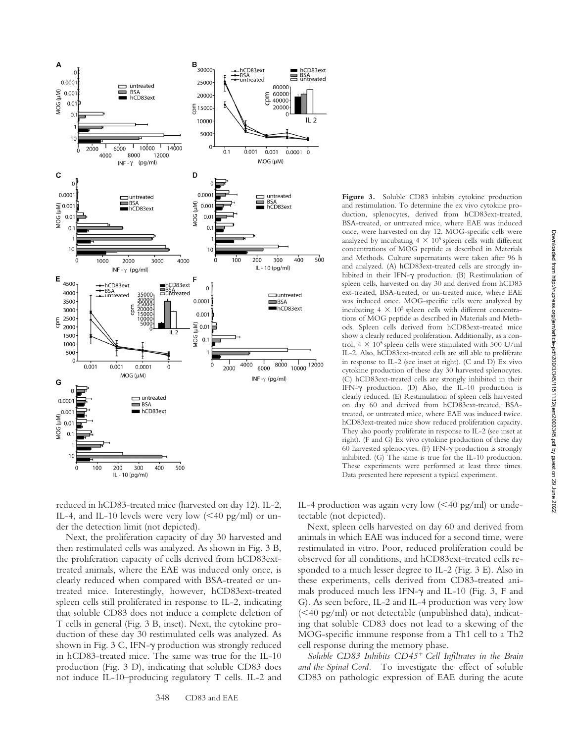**Figure 3.** Soluble CD83 inhibits cytokine production and restimulation. To determine the ex vivo cytokine production, splenocytes, derived from hCD83ext-treated, BSA-treated, or untreated mice, where EAE was induced once, were harvested on day 12. MOG-specific cells were analyzed by incubating $4 \times 10^5$ spleen cells with different concentrations of MOG peptide as described in Materials and Methods. Culture supernatants were taken after 96 h and analyzed. (A) hCD83ext-treated cells are strongly inhibited in their IFN-γ production. (B) Restimulation of spleen cells, harvested on day 30 and derived from hCD83 ext-treated, BSA-treated, or un-treated mice, where EAE was induced once. MOG-specific cells were analyzed by incubating $4 \times 10^5$ spleen cells with different concentrations of MOG peptide as described in Materials and Methods. Spleen cells derived from hCD83ext-treated mice show a clearly reduced proliferation. Additionally, as a control, $4 \times 10^5$ spleen cells were stimulated with 500 U/ml IL-2. Also, hCD83ext-treated cells are still able to proliferate in response to IL-2 (see inset at right). (C and D) Ex vivo cytokine production of these day 30 harvested splenocytes. (C) hCD83ext-treated cells are strongly inhibited in their IFN-γ production. (D) Also, the IL-10 production is clearly reduced. (E) Restimulation of spleen cells harvested on day 60 and derived from hCD83ext-treated, BSA-treated, or untreated mice, where EAE was induced twice. hCD83ext-treated mice show reduced proliferation capacity. They also poorly proliferate in response to IL-2 (see inset at right). (F and G) Ex vivo cytokine production of these day 60 harvested splenocytes. (F) IFN-γ production is strongly inhibited. (G) The same is true for the IL-10 production. These experiments were performed at least three times. Data presented here represent a typical experiment.

reduced in hCD83-treated mice (harvested on day 12). IL-2, IL-4, and IL-10 levels were very low (<40 pg/ml) or under the detection limit (not depicted).

Next, the proliferation capacity of day 30 harvested and then restimulated cells was analyzed. As shown in Fig. 3 B, the proliferation capacity of cells derived from hCD83ext-treated animals, where the EAE was induced only once, is clearly reduced when compared with BSA-treated or untreated mice. Interestingly, however, hCD83ext-treated spleen cells still proliferated in response to IL-2, indicating that soluble CD83 does not induce a complete deletion of T cells in general (Fig. 3 B, inset). Next, the cytokine production of these day 30 restimulated cells was analyzed. As shown in Fig. 3 C, IFN-γ production was strongly reduced in hCD83-treated mice. The same was true for the IL-10 production (Fig. 3 D), indicating that soluble CD83 does not induce IL-10–producing regulatory T cells. IL-2 and IL-4 production was again very low (<40 pg/ml) or undetectable (not depicted).

Next, spleen cells harvested on day 60 and derived from animals in which EAE was induced for a second time, were restimulated in vitro. Poor, reduced proliferation could be observed for all conditions, and hCD83ext-treated cells responded to a much lesser degree to IL-2 (Fig. 3 E). Also in these experiments, cells derived from CD83-treated animals produced much less IFN-γ and IL-10 (Fig. 3, F and G). As seen before, IL-2 and IL-4 production was very low (<40 pg/ml) or not detectable (unpublished data), indicating that soluble CD83 does not lead to a skewing of the MOG-specific immune response from a Th1 cell to a Th2 cell response during the memory phase.

*Soluble CD83 Inhibits CD45*[+] *Cell Infiltrates in the Brain and the Spinal Cord.* To investigate the effect of soluble CD83 on pathologic expression of EAE during the acute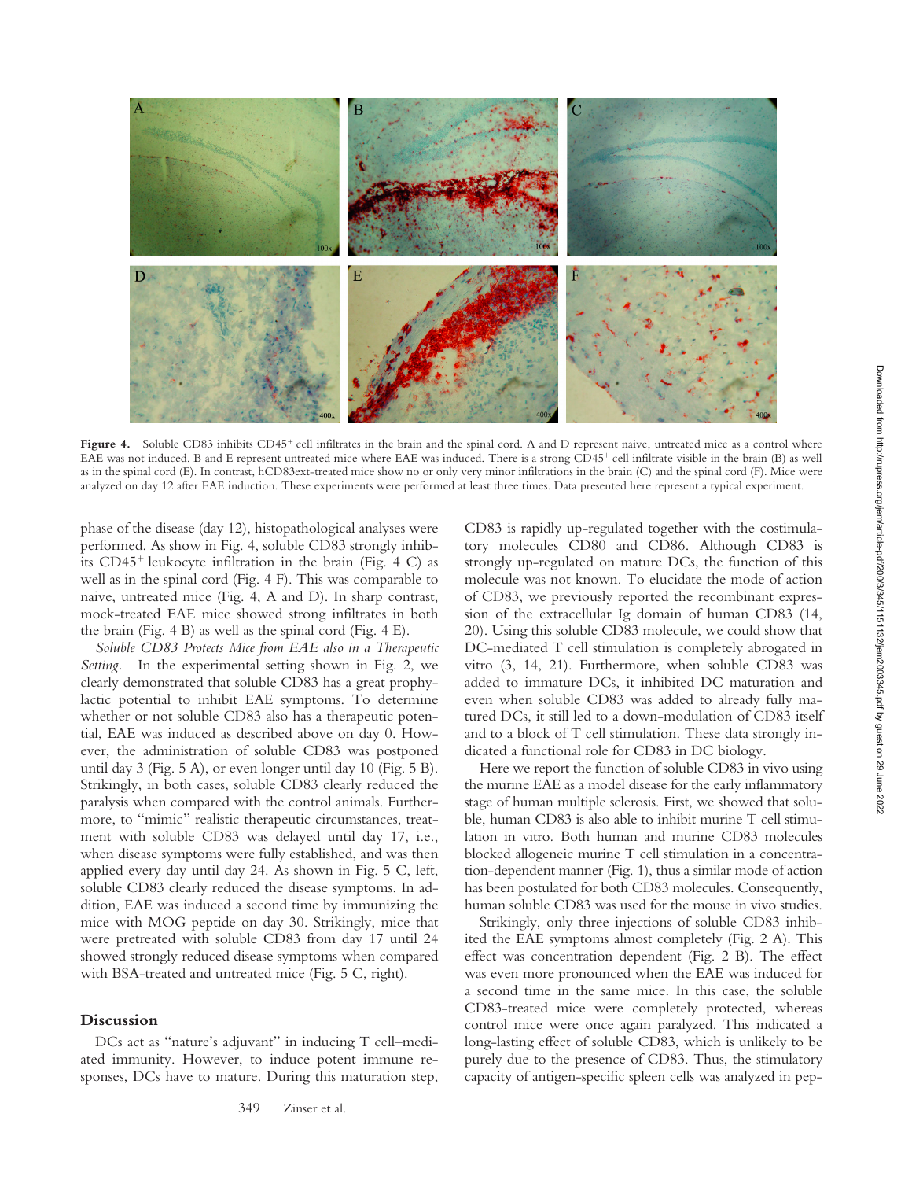**Figure 4.** Soluble CD83 inhibits $CD45^+$ cell infiltrates in the brain and the spinal cord. A and D represent naive, untreated mice as a control where EAE was not induced. B and E represent untreated mice where EAE was induced. There is a strong $CD45^+$ cell infiltrate visible in the brain (B) as well as in the spinal cord (E). In contrast, hCD83ext-treated mice show no or only very minor infiltrations in the brain (C) and the spinal cord (F). Mice were analyzed on day 12 after EAE induction. These experiments were performed at least three times. Data presented here represent a typical experiment.

phase of the disease (day 12), histopathological analyses were performed. As show in Fig. 4, soluble CD83 strongly inhibits $CD45^+$ leukocyte infiltration in the brain (Fig. 4 C) as well as in the spinal cord (Fig. 4 F). This was comparable to naive, untreated mice (Fig. 4, A and D). In sharp contrast, mock-treated EAE mice showed strong infiltrates in both the brain (Fig. 4 B) as well as the spinal cord (Fig. 4 E).

*Soluble CD83 Protects Mice from EAE also in a Therapeutic Setting.* In the experimental setting shown in Fig. 2, we clearly demonstrated that soluble CD83 has a great prophylactic potential to inhibit EAE symptoms. To determine whether or not soluble CD83 also has a therapeutic potential, EAE was induced as described above on day 0. However, the administration of soluble CD83 was postponed until day 3 (Fig. 5 A), or even longer until day 10 (Fig. 5 B). Strikingly, in both cases, soluble CD83 clearly reduced the paralysis when compared with the control animals. Furthermore, to "mimic" realistic therapeutic circumstances, treatment with soluble CD83 was delayed until day 17, i.e., when disease symptoms were fully established, and was then applied every day until day 24. As shown in Fig. 5 C, left, soluble CD83 clearly reduced the disease symptoms. In addition, EAE was induced a second time by immunizing the mice with MOG peptide on day 30. Strikingly, mice that were pretreated with soluble CD83 from day 17 until 24 showed strongly reduced disease symptoms when compared with BSA-treated and untreated mice (Fig. 5 C, right).

## Discussion

DCs act as "nature's adjuvant" in inducing T cell–mediated immunity. However, to induce potent immune responses, DCs have to mature. During this maturation step, CD83 is rapidly up-regulated together with the costimulatory molecules CD80 and CD86. Although CD83 is strongly up-regulated on mature DCs, the function of this molecule was not known. To elucidate the mode of action of CD83, we previously reported the recombinant expression of the extracellular Ig domain of human CD83 (14, 20). Using this soluble CD83 molecule, we could show that DC-mediated T cell stimulation is completely abrogated in vitro (3, 14, 21). Furthermore, when soluble CD83 was added to immature DCs, it inhibited DC maturation and even when soluble CD83 was added to already fully matured DCs, it still led to a down-modulation of CD83 itself and to a block of T cell stimulation. These data strongly indicated a functional role for CD83 in DC biology.

Here we report the function of soluble CD83 in vivo using the murine EAE as a model disease for the early inflammatory stage of human multiple sclerosis. First, we showed that soluble, human CD83 is also able to inhibit murine T cell stimulation in vitro. Both human and murine CD83 molecules blocked allogeneic murine T cell stimulation in a concentration-dependent manner (Fig. 1), thus a similar mode of action has been postulated for both CD83 molecules. Consequently, human soluble CD83 was used for the mouse in vivo studies.

Strikingly, only three injections of soluble CD83 inhibited the EAE symptoms almost completely (Fig. 2 A). This effect was concentration dependent (Fig. 2 B). The effect was even more pronounced when the EAE was induced for a second time in the same mice. In this case, the soluble CD83-treated mice were completely protected, whereas control mice were once again paralyzed. This indicated a long-lasting effect of soluble CD83, which is unlikely to be purely due to the presence of CD83. Thus, the stimulatory capacity of antigen-specific spleen cells was analyzed in pep-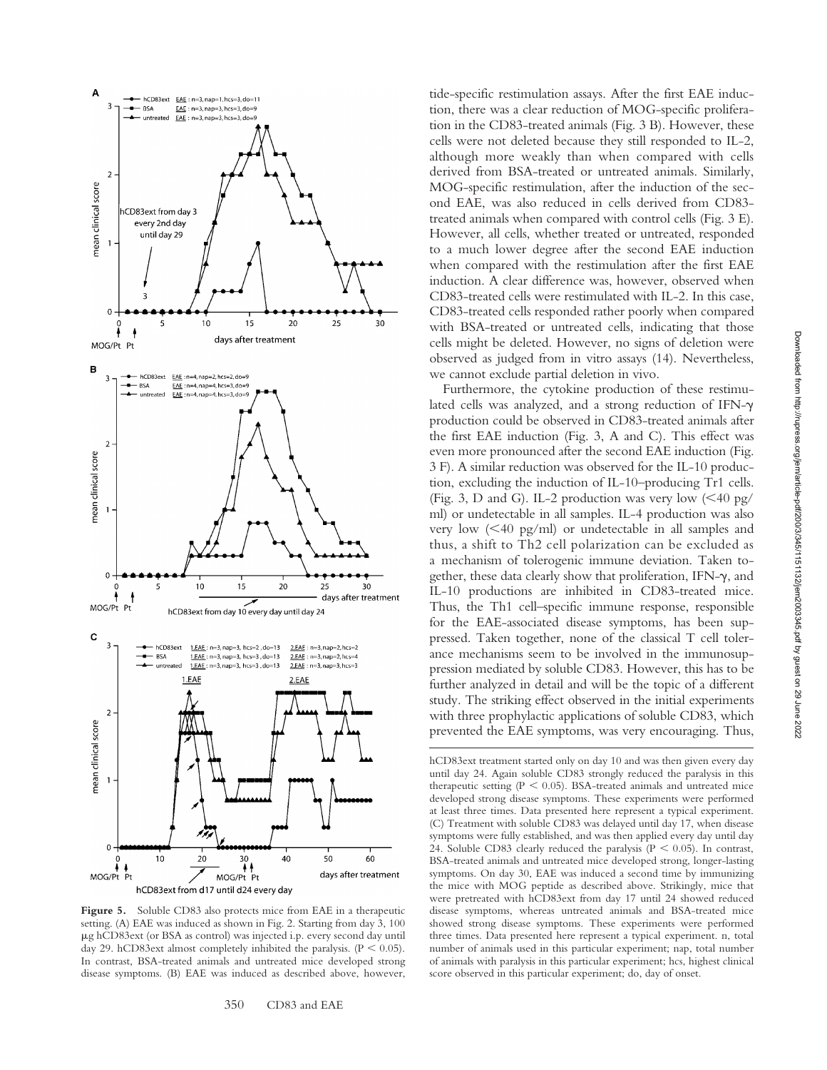tide-specific restimulation assays. After the first EAE induction, there was a clear reduction of MOG-specific proliferation in the CD83-treated animals (Fig. 3 B). However, these cells were not deleted because they still responded to IL-2, although more weakly than when compared with cells derived from BSA-treated or untreated animals. Similarly, MOG-specific restimulation, after the induction of the second EAE, was also reduced in cells derived from CD83-treated animals when compared with control cells (Fig. 3 E). However, all cells, whether treated or untreated, responded to a much lower degree after the second EAE induction when compared with the restimulation after the first EAE induction. A clear difference was, however, observed when CD83-treated cells were restimulated with IL-2. In this case, CD83-treated cells responded rather poorly when compared with BSA-treated or untreated cells, indicating that those cells might be deleted. However, no signs of deletion were observed as judged from in vitro assays (14). Nevertheless, we cannot exclude partial deletion in vivo.

Furthermore, the cytokine production of these restimulated cells was analyzed, and a strong reduction of IFN-γ production could be observed in CD83-treated animals after the first EAE induction (Fig. 3, A and C). This effect was even more pronounced after the second EAE induction (Fig. 3 F). A similar reduction was observed for the IL-10 production, excluding the induction of IL-10–producing Tr1 cells. (Fig. 3, D and G). IL-2 production was very low (<40 pg/ml) or undetectable in all samples. IL-4 production was also very low (<40 pg/ml) or undetectable in all samples and thus, a shift to Th2 cell polarization can be excluded as a mechanism of tolerogenic immune deviation. Taken together, these data clearly show that proliferation, IFN-γ, and IL-10 productions are inhibited in CD83-treated mice. Thus, the Th1 cell–specific immune response, responsible for the EAE-associated disease symptoms, has been suppressed. Taken together, none of the classical T cell tolerance mechanisms seem to be involved in the immunosuppression mediated by soluble CD83. However, this has to be further analyzed in detail and will be the topic of a different study. The striking effect observed in the initial experiments with three prophylactic applications of soluble CD83, which prevented the EAE symptoms, was very encouraging. Thus,

**Figure 5.** Soluble CD83 also protects mice from EAE in a therapeutic setting. (A) EAE was induced as shown in Fig. 2. Starting from day 3, 100 μg hCD83ext (or BSA as control) was injected i.p. every second day until day 29. hCD83ext almost completely inhibited the paralysis. ($P < 0.05$). In contrast, BSA-treated animals and untreated mice developed strong disease symptoms. (B) EAE was induced as described above, however, hCD83ext treatment started only on day 10 and was then given every day until day 24. Again soluble CD83 strongly reduced the paralysis in this therapeutic setting ($P < 0.05$). BSA-treated animals and untreated mice developed strong disease symptoms. These experiments were performed at least three times. Data presented here represent a typical experiment. (C) Treatment with soluble CD83 was delayed until day 17, when disease symptoms were fully established, and was then applied every day until day 24. Soluble CD83 clearly reduced the paralysis ($P < 0.05$). In contrast, BSA-treated animals and untreated mice developed strong, longer-lasting symptoms. On day 30, EAE was induced a second time by immunizing the mice with MOG peptide as described above. Strikingly, mice that were pretreated with hCD83ext from day 17 until 24 showed reduced disease symptoms, whereas untreated animals and BSA-treated mice showed strong disease symptoms. These experiments were performed three times. Data presented here represent a typical experiment. n, total number of animals used in this particular experiment; nap, total number of animals with paralysis in this particular experiment; hcs, highest clinical score observed in this particular experiment; do, day of onset.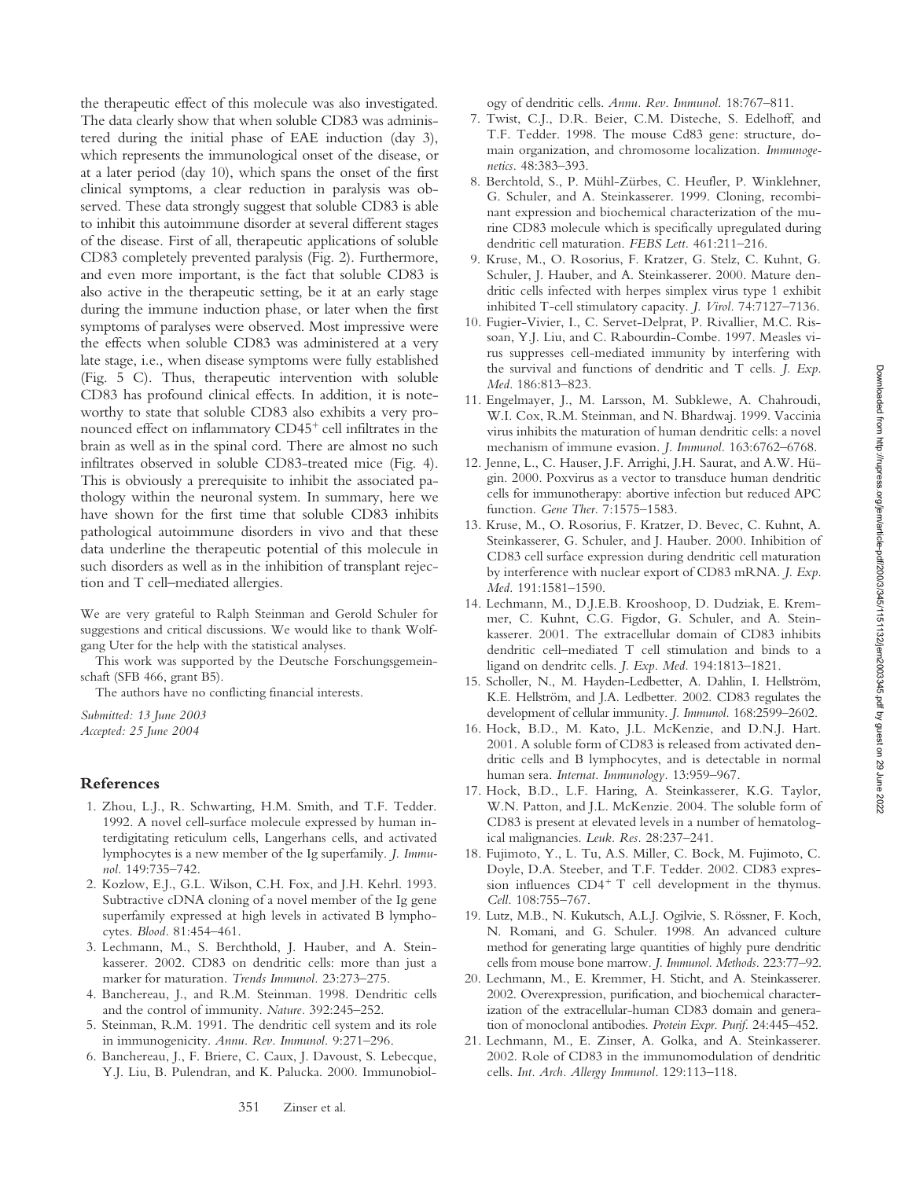the therapeutic effect of this molecule was also investigated. The data clearly show that when soluble CD83 was administered during the initial phase of EAE induction (day 3), which represents the immunological onset of the disease, or at a later period (day 10), which spans the onset of the first clinical symptoms, a clear reduction in paralysis was observed. These data strongly suggest that soluble CD83 is able to inhibit this autoimmune disorder at several different stages of the disease. First of all, therapeutic applications of soluble CD83 completely prevented paralysis (Fig. 2). Furthermore, and even more important, is the fact that soluble CD83 is also active in the therapeutic setting, be it at an early stage during the immune induction phase, or later when the first symptoms of paralyses were observed. Most impressive were the effects when soluble CD83 was administered at a very late stage, i.e., when disease symptoms were fully established (Fig. 5 C). Thus, therapeutic intervention with soluble CD83 has profound clinical effects. In addition, it is noteworthy to state that soluble CD83 also exhibits a very pronounced effect on inflammatory $CD45^+$ cell infiltrates in the brain as well as in the spinal cord. There are almost no such infiltrates observed in soluble CD83-treated mice (Fig. 4). This is obviously a prerequisite to inhibit the associated pathology within the neuronal system. In summary, here we have shown for the first time that soluble CD83 inhibits pathological autoimmune disorders in vivo and that these data underline the therapeutic potential of this molecule in such disorders as well as in the inhibition of transplant rejection and T cell–mediated allergies.

We are very grateful to Ralph Steinman and Gerold Schuler for suggestions and critical discussions. We would like to thank Wolfgang Uter for the help with the statistical analyses.

This work was supported by the Deutsche Forschungsgemeinschaft (SFB 466, grant B5).

The authors have no conflicting financial interests.

*Submitted: 13 June 2003*
*Accepted: 25 June 2004*

## References

1. Zhou, L.J., R. Schwarting, H.M. Smith, and T.F. Tedder. 1992. A novel cell-surface molecule expressed by human interdigitating reticulum cells, Langerhans cells, and activated lymphocytes is a new member of the Ig superfamily. *J. Immunol.* 149:735–742.
2. Kozlow, E.J., G.L. Wilson, C.H. Fox, and J.H. Kehrl. 1993. Subtractive cDNA cloning of a novel member of the Ig gene superfamily expressed at high levels in activated B lymphocytes. *Blood.* 81:454–461.
3. Lechmann, M., S. Berchthold, J. Hauber, and A. Steinkasserer. 2002. CD83 on dendritic cells: more than just a marker for maturation. *Trends Immunol.* 23:273–275.
4. Banchereau, J., and R.M. Steinman. 1998. Dendritic cells and the control of immunity. *Nature.* 392:245–252.
5. Steinman, R.M. 1991. The dendritic cell system and its role in immunogenicity. *Annu. Rev. Immunol.* 9:271–296.
6. Banchereau, J., F. Briere, C. Caux, J. Davoust, S. Lebecque, Y.J. Liu, B. Pulendran, and K. Palucka. 2000. Immunobiology of dendritic cells. *Annu. Rev. Immunol.* 18:767–811.
7. Twist, C.J., D.R. Beier, C.M. Disteche, S. Edelhoff, and T.F. Tedder. 1998. The mouse Cd83 gene: structure, domain organization, and chromosome localization. *Immunogenetics.* 48:383–393.
8. Berchtold, S., P. Mühl-Zürbes, C. Heufler, P. Winklehner, G. Schuler, and A. Steinkasserer. 1999. Cloning, recombinant expression and biochemical characterization of the murine CD83 molecule which is specifically upregulated during dendritic cell maturation. *FEBS Lett.* 461:211–216.
9. Kruse, M., O. Rosorius, F. Kratzer, G. Stelz, C. Kuhnt, G. Schuler, J. Hauber, and A. Steinkasserer. 2000. Mature dendritic cells infected with herpes simplex virus type 1 exhibit inhibited T-cell stimulatory capacity. *J. Virol.* 74:7127–7136.
10. Fugier-Vivier, I., C. Servet-Delprat, P. Rivallier, M.C. Rissoan, Y.J. Liu, and C. Rabourdin-Combe. 1997. Measles virus suppresses cell-mediated immunity by interfering with the survival and functions of dendritic and T cells. *J. Exp. Med.* 186:813–823.
11. Engelmayer, J., M. Larsson, M. Subklewe, A. Chahroudi, W.I. Cox, R.M. Steinman, and N. Bhardwaj. 1999. Vaccinia virus inhibits the maturation of human dendritic cells: a novel mechanism of immune evasion. *J. Immunol.* 163:6762–6768.
12. Jenne, L., C. Hauser, J.F. Arrighi, J.H. Saurat, and A.W. Hügin. 2000. Poxvirus as a vector to transduce human dendritic cells for immunotherapy: abortive infection but reduced APC function. *Gene Ther.* 7:1575–1583.
13. Kruse, M., O. Rosorius, F. Kratzer, D. Bevec, C. Kuhnt, A. Steinkasserer, G. Schuler, and J. Hauber. 2000. Inhibition of CD83 cell surface expression during dendritic cell maturation by interference with nuclear export of CD83 mRNA. *J. Exp. Med.* 191:1581–1590.
14. Lechmann, M., D.J.E.B. Krooshoop, D. Dudziak, E. Kremmer, C. Kuhnt, C.G. Figdor, G. Schuler, and A. Steinkasserer. 2001. The extracellular domain of CD83 inhibits dendritic cell–mediated T cell stimulation and binds to a ligand on dendritc cells. *J. Exp. Med.* 194:1813–1821.
15. Scholler, N., M. Hayden-Ledbetter, A. Dahlin, I. Hellström, K.E. Hellström, and J.A. Ledbetter. 2002. CD83 regulates the development of cellular immunity. *J. Immunol.* 168:2599–2602.
16. Hock, B.D., M. Kato, J.L. McKenzie, and D.N.J. Hart. 2001. A soluble form of CD83 is released from activated dendritic cells and B lymphocytes, and is detectable in normal human sera. *Internat. Immunology.* 13:959–967.
17. Hock, B.D., L.F. Haring, A. Steinkasserer, K.G. Taylor, W.N. Patton, and J.L. McKenzie. 2004. The soluble form of CD83 is present at elevated levels in a number of hematological malignancies. *Leuk. Res.* 28:237–241.
18. Fujimoto, Y., L. Tu, A.S. Miller, C. Bock, M. Fujimoto, C. Doyle, D.A. Steeber, and T.F. Tedder. 2002. CD83 expression influences $CD4^+$ T cell development in the thymus. *Cell.* 108:755–767.
19. Lutz, M.B., N. Kukutsch, A.L.J. Ogilvie, S. Rössner, F. Koch, N. Romani, and G. Schuler. 1998. An advanced culture method for generating large quantities of highly pure dendritic cells from mouse bone marrow. *J. Immunol. Methods.* 223:77–92.
20. Lechmann, M., E. Kremmer, H. Sticht, and A. Steinkasserer. 2002. Overexpression, purification, and biochemical characterization of the extracellular-human CD83 domain and generation of monoclonal antibodies. *Protein Expr. Purif.* 24:445–452.
21. Lechmann, M., E. Zinser, A. Golka, and A. Steinkasserer. 2002. Role of CD83 in the immunomodulation of dendritic cells. *Int. Arch. Allergy Immunol.* 129:113–118.